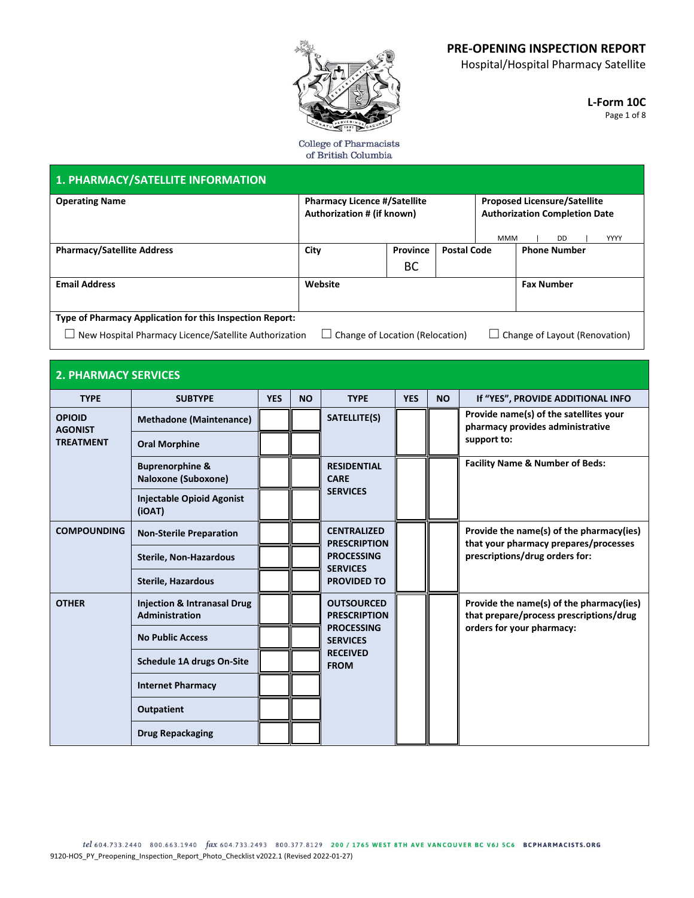# PRE-OPENING INSPECTION REPORT

Hospital/Hospital Pharmacy Satellite

**L-Form 10C**

College of Pharmacists of British Columbia

## 1. PHARMACY/SATELLITE INFORMATION

| Operating Name | Pharmacy Licence #/Satellite Authorization # (if known) | | Proposed Licensure/Satellite Authorization Completion Date (MMM \| DD \| YYYY) |
|---|---|---|---|
| | | | |

| Pharmacy/Satellite Address | City | Province | Postal Code | Phone Number |
|---|---|---|---|---|
| | | BC | | |

| Email Address | Website | Fax Number |
|---|---|---|
| | | |

**Type of Pharmacy Application for this Inspection Report:**

☐ New Hospital Pharmacy Licence/Satellite Authorization ☐ Change of Location (Relocation) ☐ Change of Layout (Renovation)

## 2. PHARMACY SERVICES

| TYPE | SUBTYPE | YES | NO | TYPE | YES | NO | If "YES", PROVIDE ADDITIONAL INFO |
|---|---|---|---|---|---|---|---|
| **OPIOID AGONIST TREATMENT** | **Methadone (Maintenance)** | | | **SATELLITE(S)** | | | **Provide name(s) of the satellites your pharmacy provides administrative support to:** |
| | **Oral Morphine** | | | | | | |
| | **Buprenorphine & Naloxone (Suboxone)** | | | **RESIDENTIAL CARE SERVICES** | | | **Facility Name & Number of Beds:** |
| | **Injectable Opioid Agonist (iOAT)** | | | | | | |
| **COMPOUNDING** | **Non-Sterile Preparation** | | | **CENTRALIZED PRESCRIPTION PROCESSING SERVICES PROVIDED TO** | | | **Provide the name(s) of the pharmacy(ies) that your pharmacy prepares/processes prescriptions/drug orders for:** |
| | **Sterile, Non-Hazardous** | | | | | | |
| | **Sterile, Hazardous** | | | | | | |
| **OTHER** | **Injection & Intranasal Drug Administration** | | | **OUTSOURCED PRESCRIPTION PROCESSING SERVICES RECEIVED FROM** | | | **Provide the name(s) of the pharmacy(ies) that prepare/process prescriptions/drug orders for your pharmacy:** |
| | **No Public Access** | | | | | | |
| | **Schedule 1A drugs On-Site** | | | | | | |
| | **Internet Pharmacy** | | | | | | |
| | **Outpatient** | | | | | | |
| | **Drug Repackaging** | | | | | | |

*tel* 604.733.2440 800.663.1940 *fax* 604.733.2493 800.377.8129 200 / 1765 WEST 8TH AVE VANCOUVER BC V6J 5C6 BCPHARMACISTS.ORG

9120-HOS_PY_Preopening_Inspection_Report_Photo_Checklist v2022.1 (Revised 2022-01-27)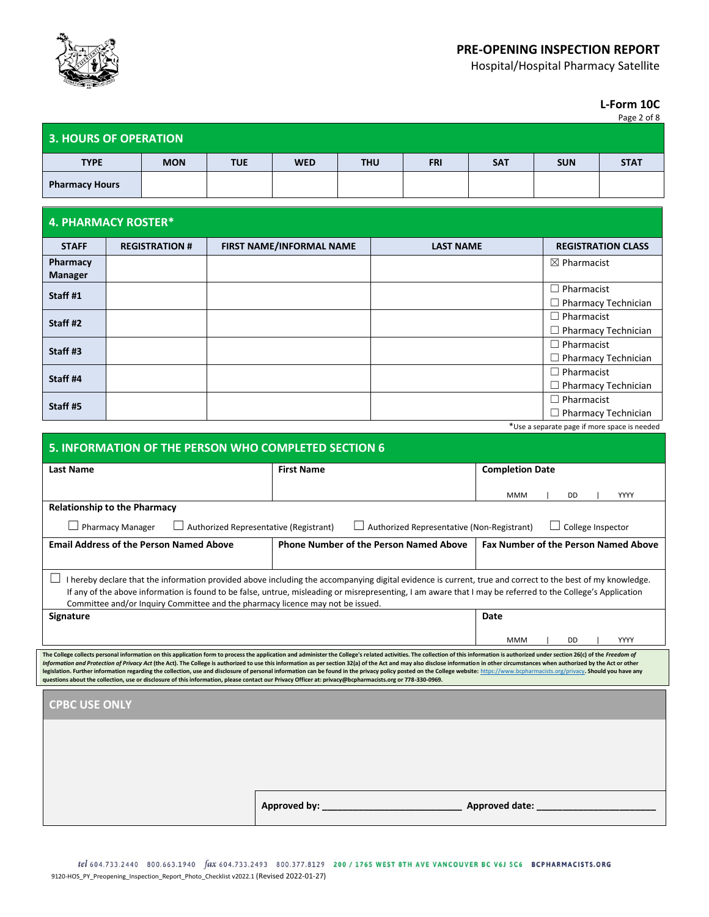## PRE-OPENING INSPECTION REPORT

Hospital/Hospital Pharmacy Satellite

**L-Form 10C**

## 3. HOURS OF OPERATION

| TYPE | MON | TUE | WED | THU | FRI | SAT | SUN | STAT |
|---|---|---|---|---|---|---|---|---|
| **Pharmacy Hours** | | | | | | | | |

## 4. PHARMACY ROSTER*

| STAFF | REGISTRATION # | FIRST NAME/INFORMAL NAME | LAST NAME | REGISTRATION CLASS |
|---|---|---|---|---|
| **Pharmacy Manager** | | | | ☒ Pharmacist |
| **Staff #1** | | | | ☐ Pharmacist<br>☐ Pharmacy Technician |
| **Staff #2** | | | | ☐ Pharmacist<br>☐ Pharmacy Technician |
| **Staff #3** | | | | ☐ Pharmacist<br>☐ Pharmacy Technician |
| **Staff #4** | | | | ☐ Pharmacist<br>☐ Pharmacy Technician |
| **Staff #5** | | | | ☐ Pharmacist<br>☐ Pharmacy Technician |

*Use a separate page if more space is needed

## 5. INFORMATION OF THE PERSON WHO COMPLETED SECTION 6

| Last Name | First Name | Completion Date |
|---|---|---|
| | | MMM \| DD \| YYYY |

**Relationship to the Pharmacy**

☐ Pharmacy Manager ☐ Authorized Representative (Registrant) ☐ Authorized Representative (Non-Registrant) ☐ College Inspector

| Email Address of the Person Named Above | Phone Number of the Person Named Above | Fax Number of the Person Named Above |
|---|---|---|
| | | |

☐ I hereby declare that the information provided above including the accompanying digital evidence is current, true and correct to the best of my knowledge. If any of the above information is found to be false, untrue, misleading or misrepresenting, I am aware that I may be referred to the College's Application Committee and/or Inquiry Committee and the pharmacy licence may not be issued.

| Signature | Date |
|---|---|
| | MMM \| DD \| YYYY |

**The College collects personal information on this application form to process the application and administer the College's related activities. The collection of this information is authorized under section 26(c) of the *Freedom of Information and Protection of Privacy Act* (the Act). The College is authorized to use this information as per section 32(a) of the Act and may also disclose information in other circumstances when authorized by the Act or other legislation. Further information regarding the collection, use and disclosure of personal information can be found in the privacy policy posted on the College website: https://www.bcpharmacists.org/privacy. Should you have any questions about the collection, use or disclosure of this information, please contact our Privacy Officer at: privacy@bcpharmacists.org or 778-330-0969.**

## CPBC USE ONLY

**Approved by:** ___________________________ **Approved date:** _______________________

*tel* 604.733.2440 800.663.1940 *fax* 604.733.2493 800.377.8129 200 / 1765 WEST 8TH AVE VANCOUVER BC V6J 5C6 BCPHARMACISTS.ORG

9120-HOS_PY_Preopening_Inspection_Report_Photo_Checklist v2022.1 (Revised 2022-01-27)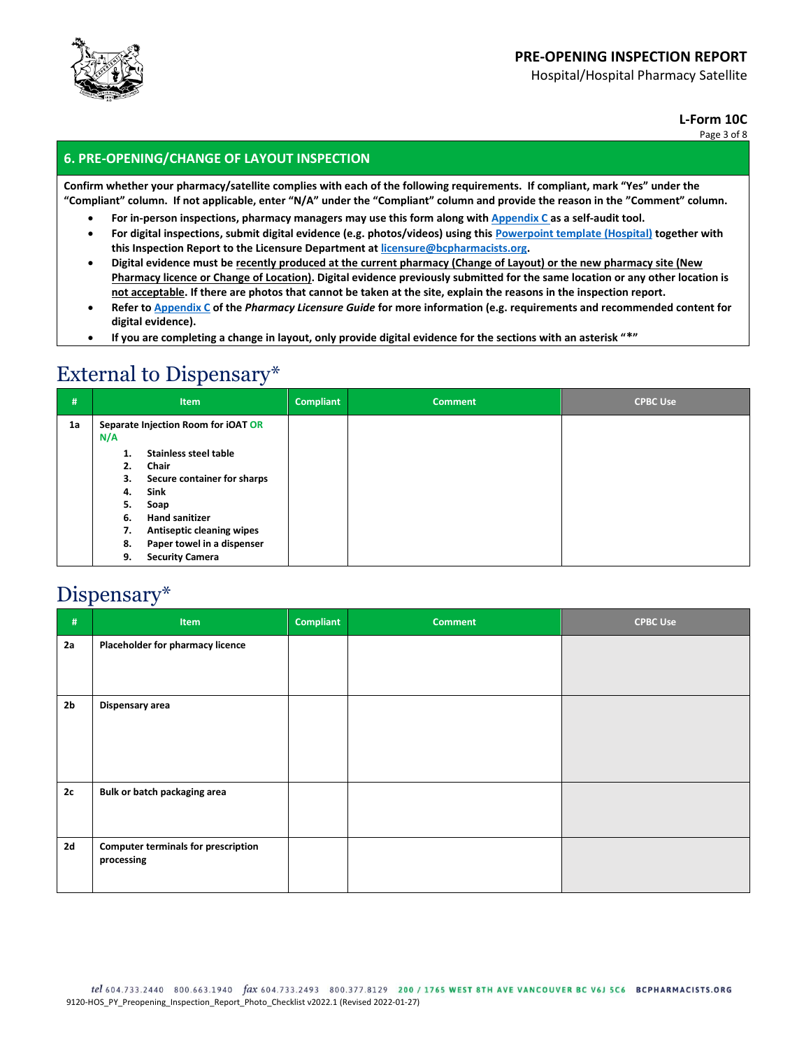**PRE-OPENING INSPECTION REPORT**
Hospital/Hospital Pharmacy Satellite

**L-Form 10C**

## 6. PRE-OPENING/CHANGE OF LAYOUT INSPECTION

**Confirm whether your pharmacy/satellite complies with each of the following requirements. If compliant, mark "Yes" under the "Compliant" column. If not applicable, enter "N/A" under the "Compliant" column and provide the reason in the "Comment" column.**

- **For in-person inspections, pharmacy managers may use this form along with Appendix C as a self-audit tool.**
- **For digital inspections, submit digital evidence (e.g. photos/videos) using this Powerpoint template (Hospital) together with this Inspection Report to the Licensure Department at licensure@bcpharmacists.org.**
- **Digital evidence must be recently produced at the current pharmacy (Change of Layout) or the new pharmacy site (New Pharmacy licence or Change of Location). Digital evidence previously submitted for the same location or any other location is not acceptable. If there are photos that cannot be taken at the site, explain the reasons in the inspection report.**
- **Refer to Appendix C of the *Pharmacy Licensure Guide* for more information (e.g. requirements and recommended content for digital evidence).**
- **If you are completing a change in layout, only provide digital evidence for the sections with an asterisk "*"**

# External to Dispensary*

| # | Item | Compliant | Comment | CPBC Use |
|---|---|---|---|---|
| 1a | **Separate Injection Room for iOAT OR N/A**<br>1. Stainless steel table<br>2. Chair<br>3. Secure container for sharps<br>4. Sink<br>5. Soap<br>6. Hand sanitizer<br>7. Antiseptic cleaning wipes<br>8. Paper towel in a dispenser<br>9. Security Camera | | | |

# Dispensary*

| # | Item | Compliant | Comment | CPBC Use |
|---|---|---|---|---|
| 2a | **Placeholder for pharmacy licence** | | | |
| 2b | **Dispensary area** | | | |
| 2c | **Bulk or batch packaging area** | | | |
| 2d | **Computer terminals for prescription processing** | | | |

9120-HOS_PY_Preopening_Inspection_Report_Photo_Checklist v2022.1 (Revised 2022-01-27)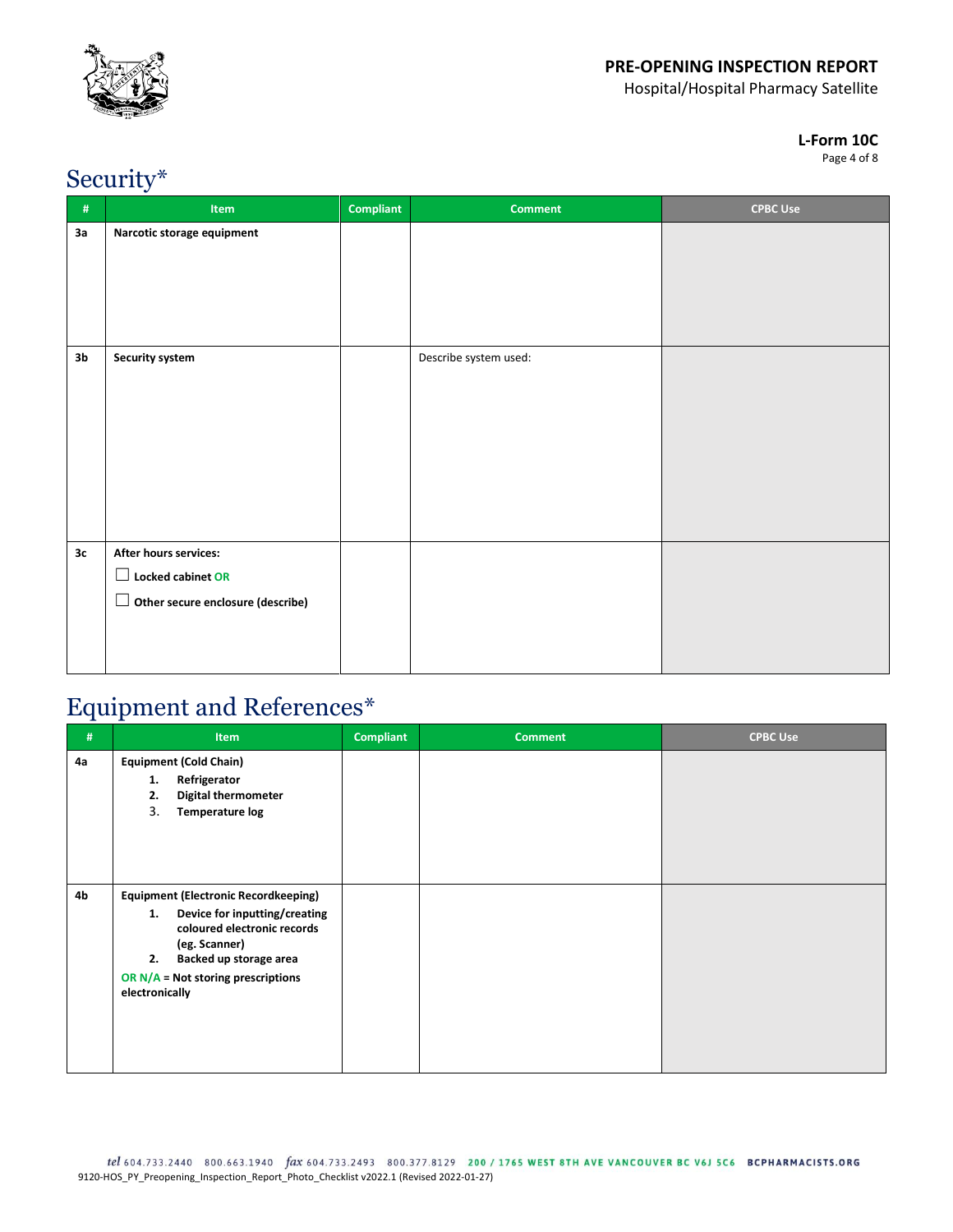## Security*

| # | Item | Compliant | Comment | CPBC Use |
|---|---|---|---|---|
| 3a | **Narcotic storage equipment** | | | |
| 3b | **Security system** | | Describe system used: | |
| 3c | **After hours services:**<br>☐ **Locked cabinet OR**<br>☐ **Other secure enclosure (describe)** | | | |

## Equipment and References*

| # | Item | Compliant | Comment | CPBC Use |
|---|---|---|---|---|
| 4a | **Equipment (Cold Chain)**<br>1. **Refrigerator**<br>2. **Digital thermometer**<br>3. **Temperature log** | | | |
| 4b | **Equipment (Electronic Recordkeeping)**<br>1. **Device for inputting/creating coloured electronic records (eg. Scanner)**<br>2. **Backed up storage area**<br>**OR N/A = Not storing prescriptions electronically** | | | |

tel 604.733.2440 800.663.1940 fax 604.733.2493 800.377.8129 200 / 1765 WEST 8TH AVE VANCOUVER BC V6J 5C6 BCPHARMACISTS.ORG
9120-HOS_PY_Preopening_Inspection_Report_Photo_Checklist v2022.1 (Revised 2022-01-27)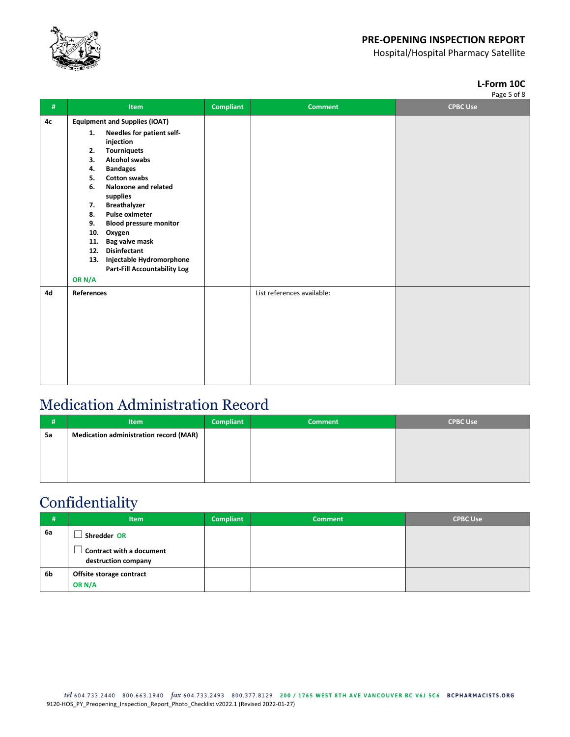| # | Item | Compliant | Comment | CPBC Use |
|---|---|---|---|---|
| 4c | **Equipment and Supplies (iOAT)**<br>1. Needles for patient self-injection<br>2. Tourniquets<br>3. Alcohol swabs<br>4. Bandages<br>5. Cotton swabs<br>6. Naloxone and related supplies<br>7. Breathalyzer<br>8. Pulse oximeter<br>9. Blood pressure monitor<br>10. Oxygen<br>11. Bag valve mask<br>12. Disinfectant<br>13. Injectable Hydromorphone Part-Fill Accountability Log<br>OR N/A | | | |
| 4d | **References** | | List references available: | |

# Medication Administration Record

| # | Item | Compliant | Comment | CPBC Use |
|---|---|---|---|---|
| 5a | **Medication administration record (MAR)** | | | |

# Confidentiality

| # | Item | Compliant | Comment | CPBC Use |
|---|---|---|---|---|
| 6a | ☐ **Shredder** OR<br>☐ **Contract with a document destruction company** | | | |
| 6b | **Offsite storage contract**<br>OR N/A | | | |

tel 604.733.2440 800.663.1940 fax 604.733.2493 800.377.8129 200 / 1765 WEST 8TH AVE VANCOUVER BC V6J 5C6 BCPHARMACISTS.ORG
9120-HOS_PY_Preopening_Inspection_Report_Photo_Checklist v2022.1 (Revised 2022-01-27)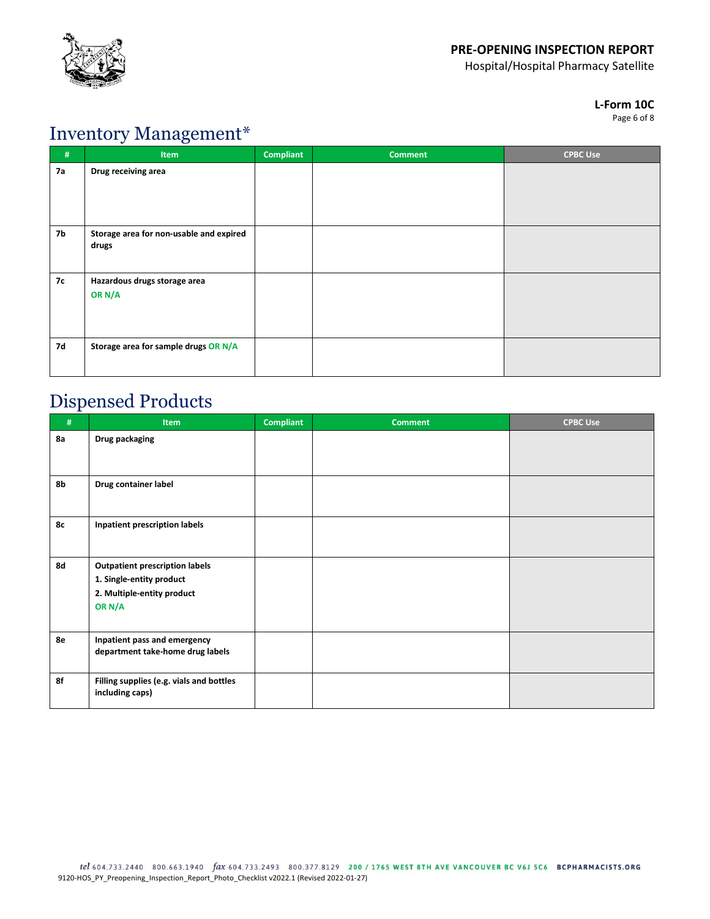## Inventory Management*

| # | Item | Compliant | Comment | CPBC Use |
|---|---|---|---|---|
| **7a** | **Drug receiving area** | | | |
| **7b** | **Storage area for non-usable and expired drugs** | | | |
| **7c** | **Hazardous drugs storage area** **OR N/A** | | | |
| **7d** | **Storage area for sample drugs OR N/A** | | | |

## Dispensed Products

| # | Item | Compliant | Comment | CPBC Use |
|---|---|---|---|---|
| **8a** | **Drug packaging** | | | |
| **8b** | **Drug container label** | | | |
| **8c** | **Inpatient prescription labels** | | | |
| **8d** | **Outpatient prescription labels**<br>**1. Single-entity product**<br>**2. Multiple-entity product**<br>**OR N/A** | | | |
| **8e** | **Inpatient pass and emergency department take-home drug labels** | | | |
| **8f** | **Filling supplies (e.g. vials and bottles including caps)** | | | |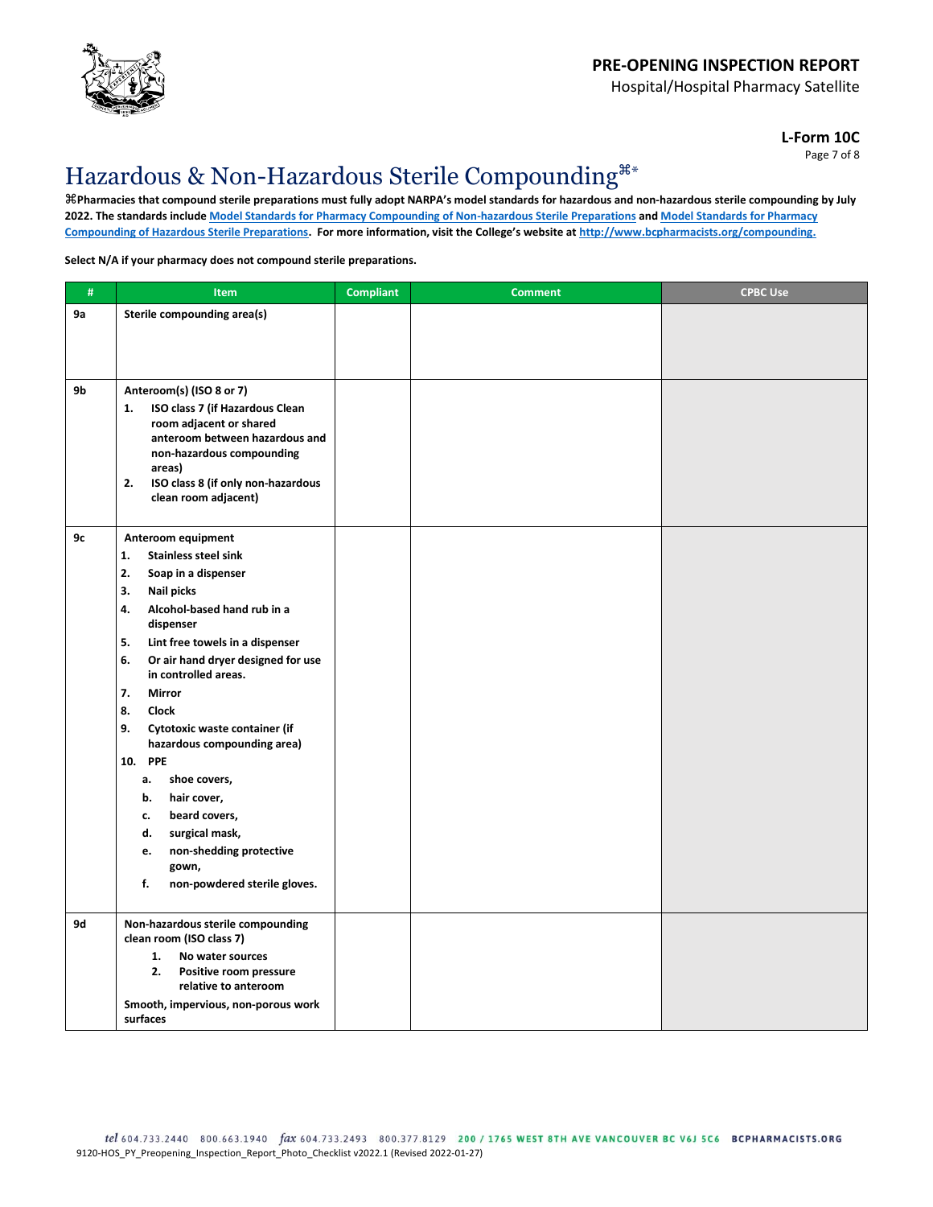**PRE-OPENING INSPECTION REPORT**

Hospital/Hospital Pharmacy Satellite

**L-Form 10C**

# Hazardous & Non-Hazardous Sterile Compounding⌘*

**⌘Pharmacies that compound sterile preparations must fully adopt NARPA's model standards for hazardous and non-hazardous sterile compounding by July 2022. The standards include [Model Standards for Pharmacy Compounding of Non-hazardous Sterile Preparations] and [Model Standards for Pharmacy Compounding of Hazardous Sterile Preparations]. For more information, visit the College's website at http://www.bcpharmacists.org/compounding.**

**Select N/A if your pharmacy does not compound sterile preparations.**

| # | Item | Compliant | Comment | CPBC Use |
|---|---|---|---|---|
| 9a | **Sterile compounding area(s)** | | | |
| 9b | **Anteroom(s) (ISO 8 or 7)**<br>1. ISO class 7 (if Hazardous Clean room adjacent or shared anteroom between hazardous and non-hazardous compounding areas)<br>2. ISO class 8 (if only non-hazardous clean room adjacent) | | | |
| 9c | **Anteroom equipment**<br>1. Stainless steel sink<br>2. Soap in a dispenser<br>3. Nail picks<br>4. Alcohol-based hand rub in a dispenser<br>5. Lint free towels in a dispenser<br>6. Or air hand dryer designed for use in controlled areas.<br>7. Mirror<br>8. Clock<br>9. Cytotoxic waste container (if hazardous compounding area)<br>10. PPE<br>a. shoe covers,<br>b. hair cover,<br>c. beard covers,<br>d. surgical mask,<br>e. non-shedding protective gown,<br>f. non-powdered sterile gloves. | | | |
| 9d | **Non-hazardous sterile compounding clean room (ISO class 7)**<br>1. No water sources<br>2. Positive room pressure relative to anteroom<br>Smooth, impervious, non-porous work surfaces | | | |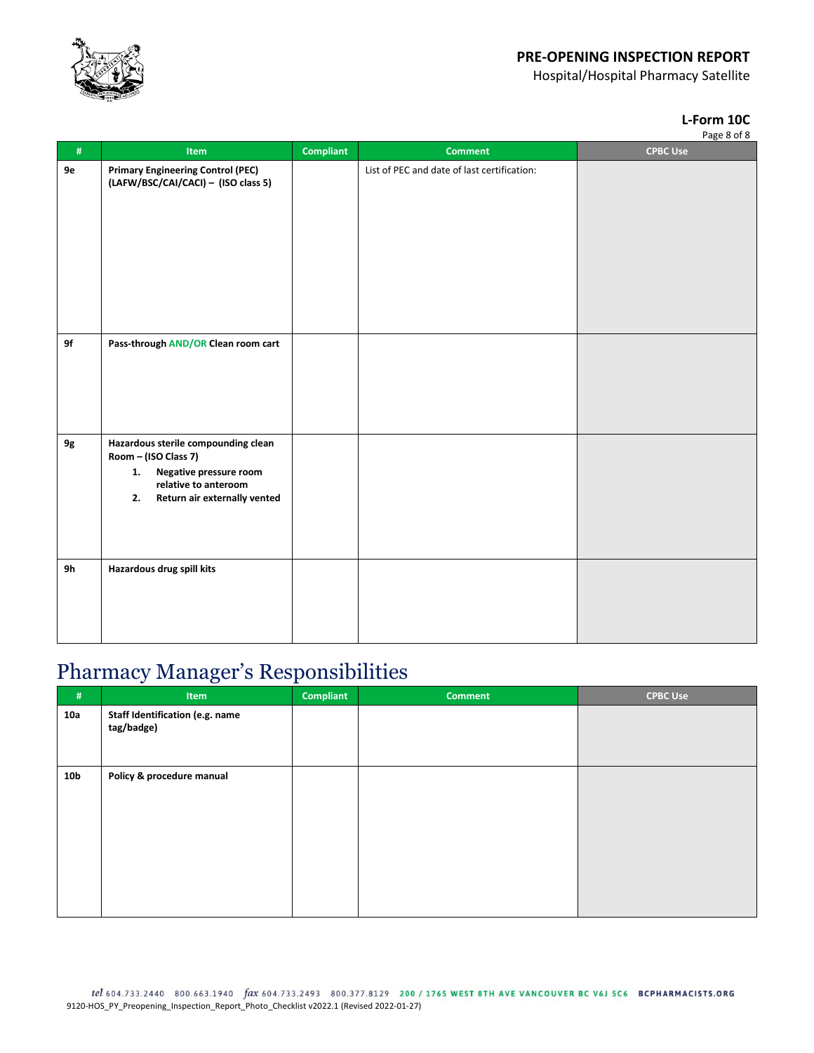| # | Item | Compliant | Comment | CPBC Use |
|---|---|---|---|---|
| 9e | **Primary Engineering Control (PEC) (LAFW/BSC/CAI/CACI) – (ISO class 5)** | | List of PEC and date of last certification: | |
| 9f | **Pass-through AND/OR Clean room cart** | | | |
| 9g | **Hazardous sterile compounding clean Room – (ISO Class 7)**<br>1. **Negative pressure room relative to anteroom**<br>2. **Return air externally vented** | | | |
| 9h | **Hazardous drug spill kits** | | | |

# Pharmacy Manager's Responsibilities

| # | Item | Compliant | Comment | CPBC Use |
|---|---|---|---|---|
| 10a | **Staff Identification (e.g. name tag/badge)** | | | |
| 10b | **Policy & procedure manual** | | | |